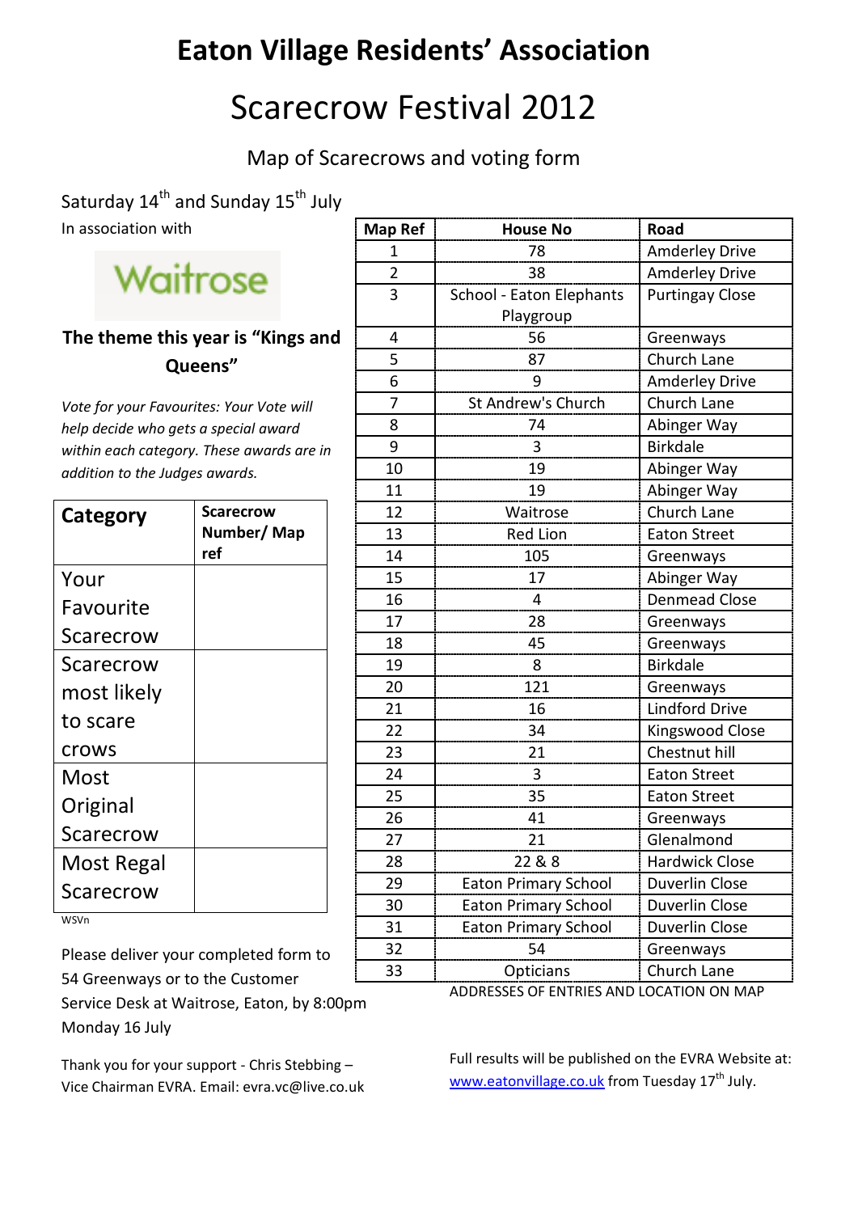# Eaton Village Residents' Association

# Scarecrow Festival 2012

## Map of Scarecrows and voting form

Saturday 14th and Sunday 15th July

In association with

Waitrose

**The theme this year is "Kings and Queens"**

*Vote for your Favourites: Your Vote will help decide who gets a special award within each category. These awards are in addition to the Judges awards.*

| **Category** | **Scarecrow Number/ Map ref** |
|---|---|
| Your Favourite Scarecrow | |
| Scarecrow most likely to scare crows | |
| Most Original Scarecrow | |
| Most Regal Scarecrow | |

WSVn

Please deliver your completed form to 54 Greenways or to the Customer Service Desk at Waitrose, Eaton, by 8:00pm Monday 16 July

Thank you for your support - Chris Stebbing – Vice Chairman EVRA. Email: evra.vc@live.co.uk

| Map Ref | House No | Road |
|---|---|---|
| 1 | 78 | Amderley Drive |
| 2 | 38 | Amderley Drive |
| 3 | School - Eaton Elephants Playgroup | Purtingay Close |
| 4 | 56 | Greenways |
| 5 | 87 | Church Lane |
| 6 | 9 | Amderley Drive |
| 7 | St Andrew's Church | Church Lane |
| 8 | 74 | Abinger Way |
| 9 | 3 | Birkdale |
| 10 | 19 | Abinger Way |
| 11 | 19 | Abinger Way |
| 12 | Waitrose | Church Lane |
| 13 | Red Lion | Eaton Street |
| 14 | 105 | Greenways |
| 15 | 17 | Abinger Way |
| 16 | 4 | Denmead Close |
| 17 | 28 | Greenways |
| 18 | 45 | Greenways |
| 19 | 8 | Birkdale |
| 20 | 121 | Greenways |
| 21 | 16 | Lindford Drive |
| 22 | 34 | Kingswood Close |
| 23 | 21 | Chestnut hill |
| 24 | 3 | Eaton Street |
| 25 | 35 | Eaton Street |
| 26 | 41 | Greenways |
| 27 | 21 | Glenalmond |
| 28 | 22 & 8 | Hardwick Close |
| 29 | Eaton Primary School | Duverlin Close |
| 30 | Eaton Primary School | Duverlin Close |
| 31 | Eaton Primary School | Duverlin Close |
| 32 | 54 | Greenways |
| 33 | Opticians | Church Lane |

ADDRESSES OF ENTRIES AND LOCATION ON MAP

Full results will be published on the EVRA Website at: www.eatonvillage.co.uk from Tuesday 17th July.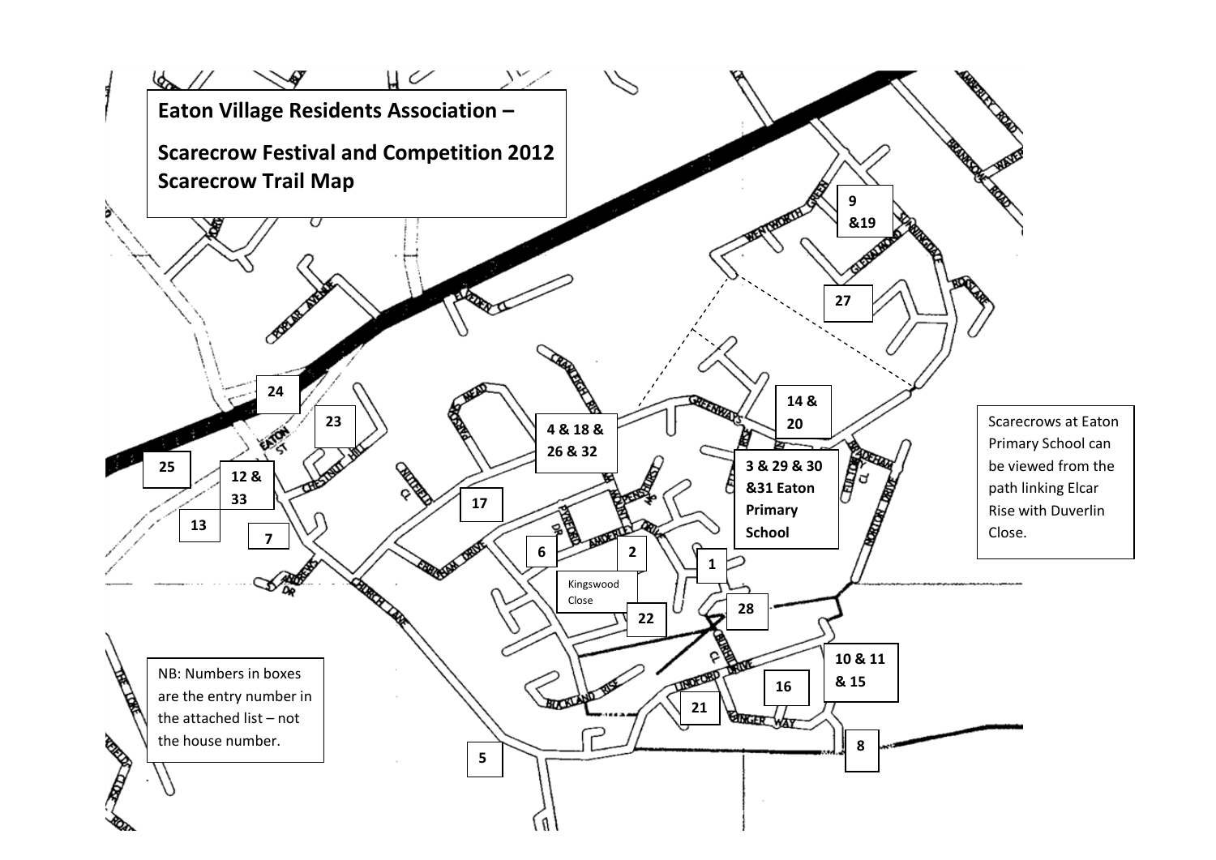# Eaton Village Residents Association –

# Scarecrow Festival and Competition 2012 Scarecrow Trail Map

Scarecrows at Eaton Primary School can be viewed from the path linking Elcar Rise with Duverlin Close.

NB: Numbers in boxes are the entry number in the attached list – not the house number.

9 &19

27

24

23

25

12 & 33

13

7

4 & 18 & 26 & 32

17

14 & 20

3 & 29 & 30 &31 Eaton Primary School

6

2

1

Kingswood Close

22

28

10 & 11 & 15

16

21

8

5